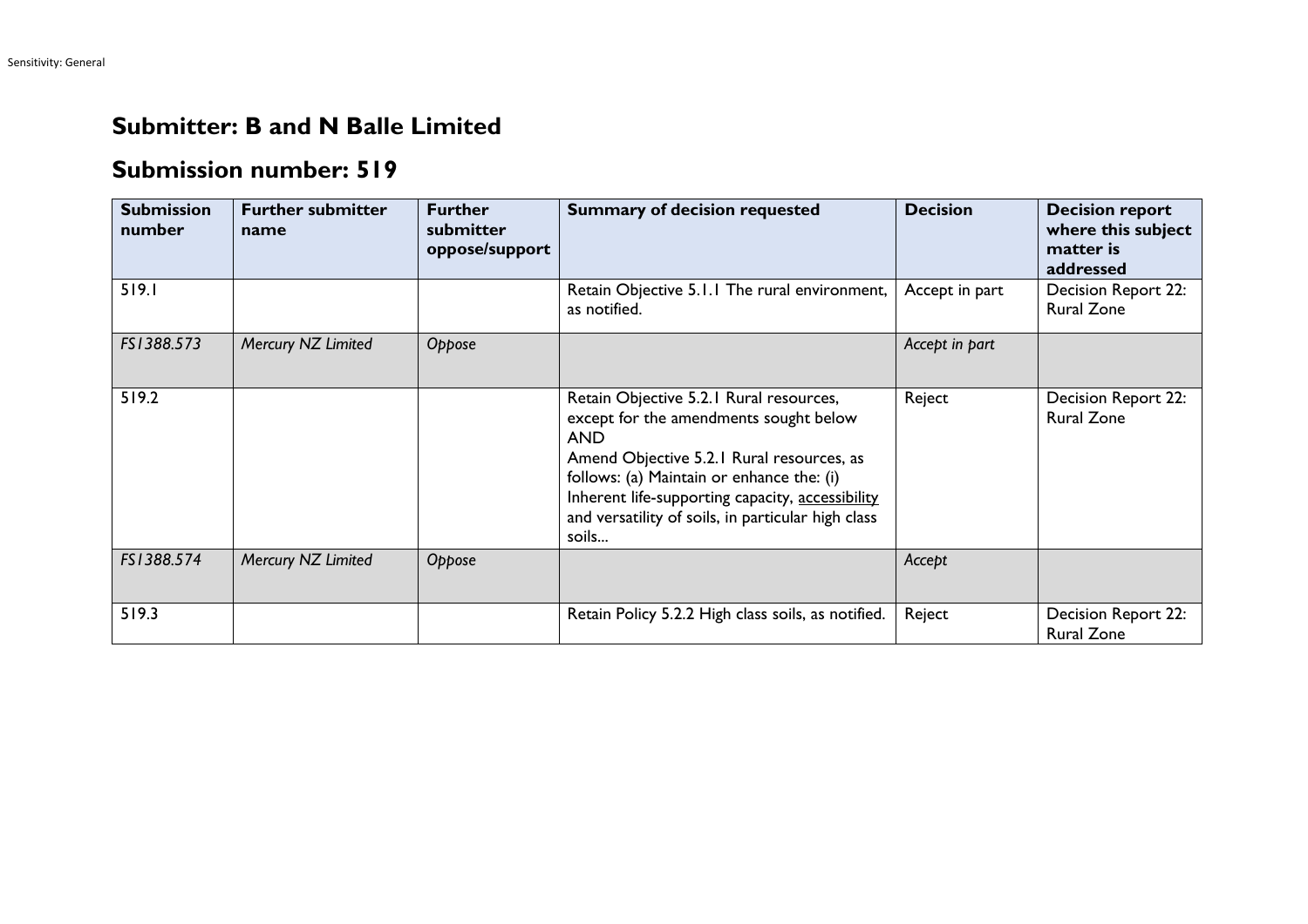# Submitter: B and N Balle Limited

## Submission number: 519

| Submission number | Further submitter name | Further submitter oppose/support | Summary of decision requested | Decision | Decision report where this subject matter is addressed |
|---|---|---|---|---|---|
| 519.1 | | | Retain Objective 5.1.1 The rural environment, as notified. | Accept in part | Decision Report 22: Rural Zone |
| *FS1388.573* | *Mercury NZ Limited* | *Oppose* | | *Accept in part* | |
| 519.2 | | | Retain Objective 5.2.1 Rural resources, except for the amendments sought below AND Amend Objective 5.2.1 Rural resources, as follows: (a) Maintain or enhance the: (i) Inherent life-supporting capacity, <u>accessibility</u> and versatility of soils, in particular high class soils... | Reject | Decision Report 22: Rural Zone |
| *FS1388.574* | *Mercury NZ Limited* | *Oppose* | | *Accept* | |
| 519.3 | | | Retain Policy 5.2.2 High class soils, as notified. | Reject | Decision Report 22: Rural Zone |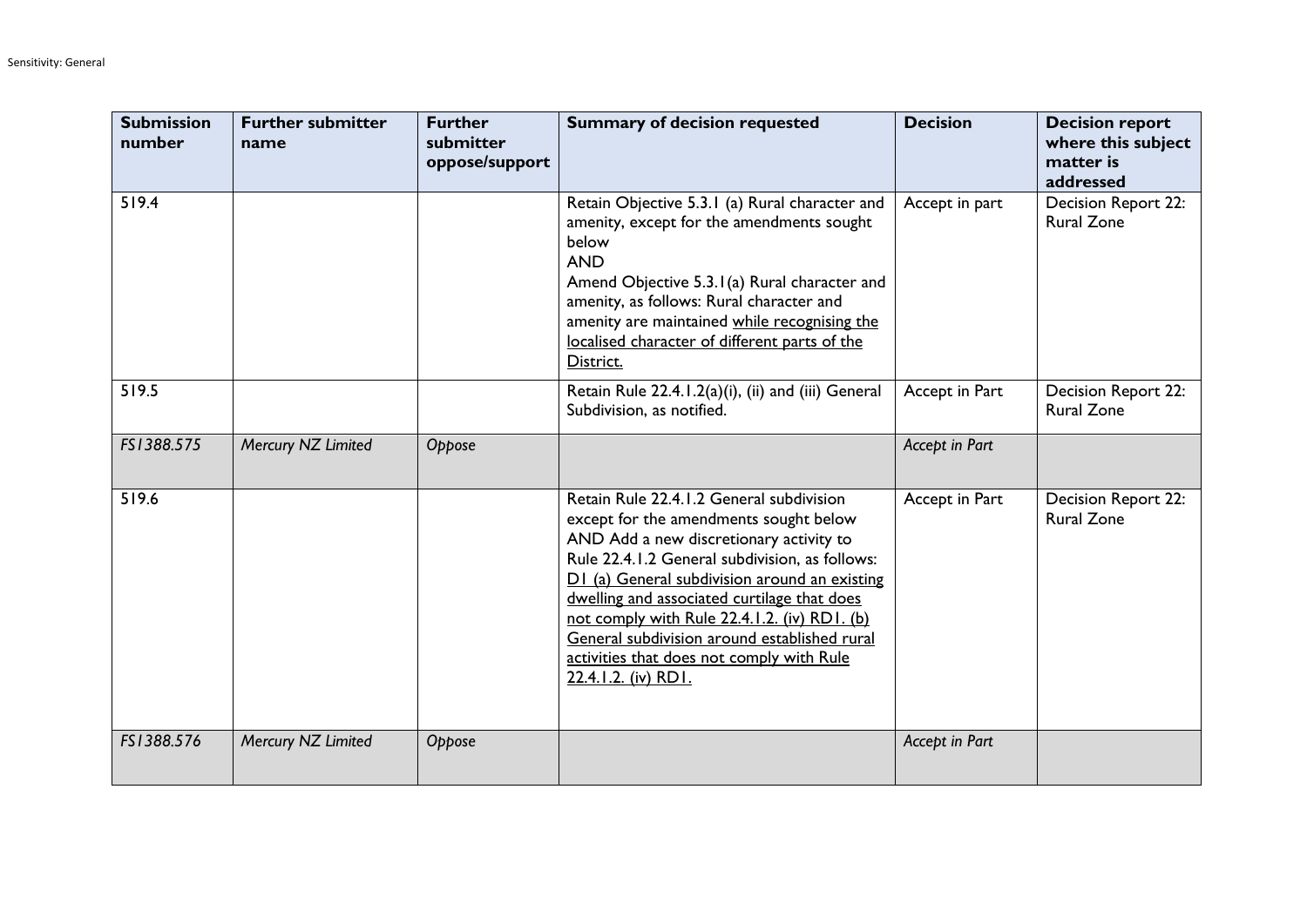| Submission number | Further submitter name | Further submitter oppose/support | Summary of decision requested | Decision | Decision report where this subject matter is addressed |
|---|---|---|---|---|---|
| 519.4 | | | Retain Objective 5.3.1 (a) Rural character and amenity, except for the amendments sought below<br>AND<br>Amend Objective 5.3.1(a) Rural character and amenity, as follows: Rural character and amenity are maintained <u>while recognising the localised character of different parts of the District.</u> | Accept in part | Decision Report 22: Rural Zone |
| 519.5 | | | Retain Rule 22.4.1.2(a)(i), (ii) and (iii) General Subdivision, as notified. | Accept in Part | Decision Report 22: Rural Zone |
| *FS1388.575* | *Mercury NZ Limited* | *Oppose* | | *Accept in Part* | |
| 519.6 | | | Retain Rule 22.4.1.2 General subdivision except for the amendments sought below AND Add a new discretionary activity to Rule 22.4.1.2 General subdivision, as follows: <u>D1 (a) General subdivision around an existing dwelling and associated curtilage that does not comply with Rule 22.4.1.2. (iv) RD1. (b) General subdivision around established rural activities that does not comply with Rule 22.4.1.2. (iv) RD1.</u> | Accept in Part | Decision Report 22: Rural Zone |
| *FS1388.576* | *Mercury NZ Limited* | *Oppose* | | *Accept in Part* | |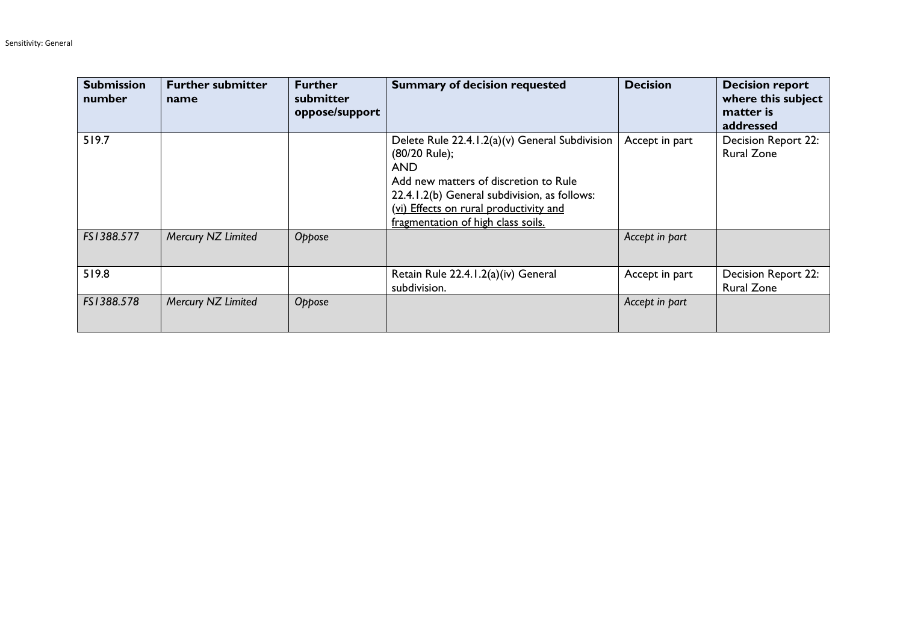| Submission number | Further submitter name | Further submitter oppose/support | Summary of decision requested | Decision | Decision report where this subject matter is addressed |
|---|---|---|---|---|---|
| 519.7 | | | Delete Rule 22.4.1.2(a)(v) General Subdivision (80/20 Rule);<br>AND<br>Add new matters of discretion to Rule 22.4.1.2(b) General subdivision, as follows:<br><u>(vi) Effects on rural productivity and fragmentation of high class soils.</u> | Accept in part | Decision Report 22: Rural Zone |
| *FS1388.577* | *Mercury NZ Limited* | *Oppose* | | *Accept in part* | |
| 519.8 | | | Retain Rule 22.4.1.2(a)(iv) General subdivision. | Accept in part | Decision Report 22: Rural Zone |
| *FS1388.578* | *Mercury NZ Limited* | *Oppose* | | *Accept in part* | |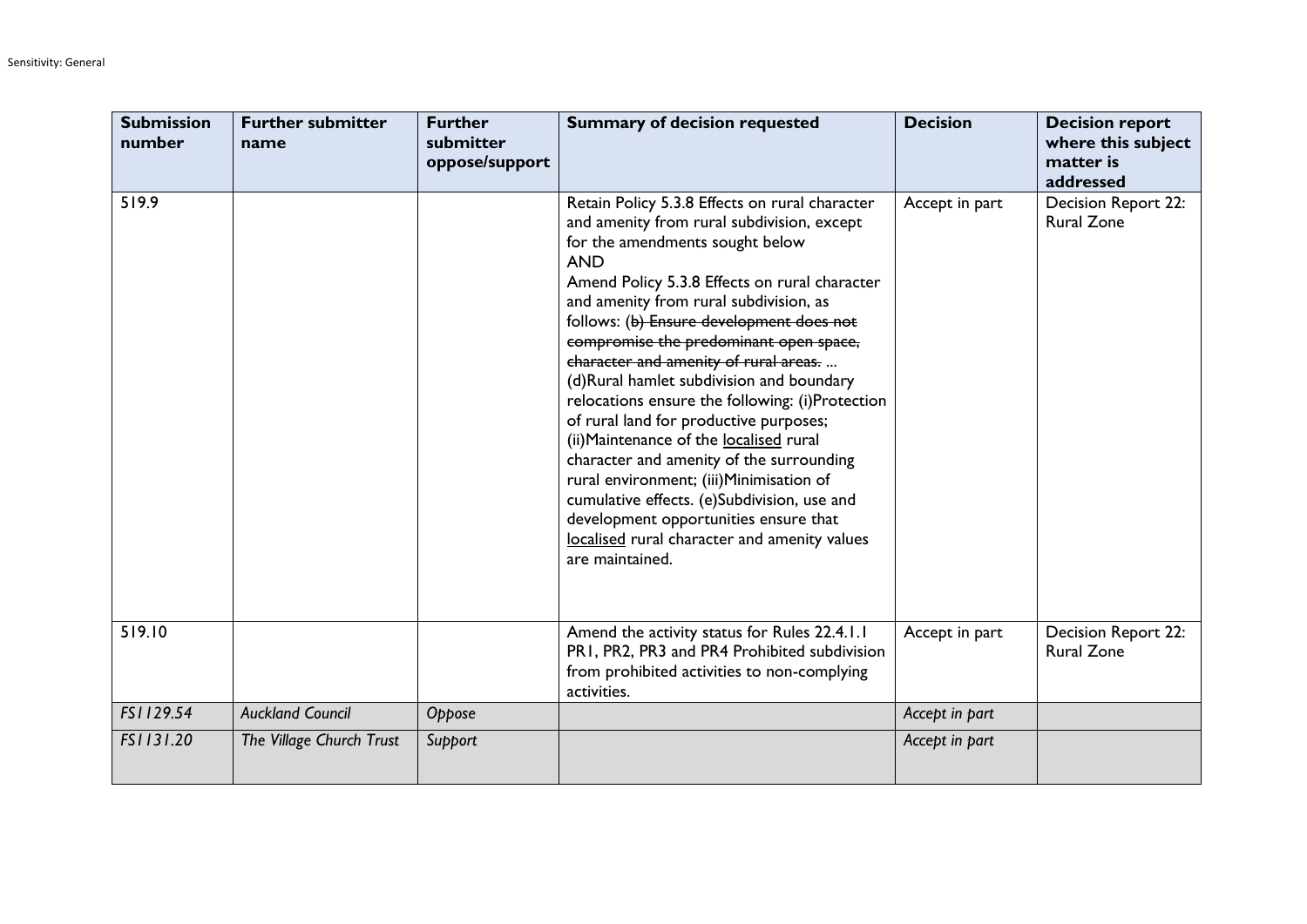| Submission number | Further submitter name | Further submitter oppose/support | Summary of decision requested | Decision | Decision report where this subject matter is addressed |
|---|---|---|---|---|---|
| 519.9 | | | Retain Policy 5.3.8 Effects on rural character and amenity from rural subdivision, except for the amendments sought below<br>AND<br>Amend Policy 5.3.8 Effects on rural character and amenity from rural subdivision, as follows: (~~b) Ensure development does not compromise the predominant open space, character and amenity of rural areas.~~ ...<br>(d)Rural hamlet subdivision and boundary relocations ensure the following: (i)Protection of rural land for productive purposes; (ii)Maintenance of the <u>localised</u> rural character and amenity of the surrounding rural environment; (iii)Minimisation of cumulative effects. (e)Subdivision, use and development opportunities ensure that <u>localised</u> rural character and amenity values are maintained. | Accept in part | Decision Report 22: Rural Zone |
| 519.10 | | | Amend the activity status for Rules 22.4.1.1 PR1, PR2, PR3 and PR4 Prohibited subdivision from prohibited activities to non-complying activities. | Accept in part | Decision Report 22: Rural Zone |
| *FS1129.54* | *Auckland Council* | *Oppose* | | *Accept in part* | |
| *FS1131.20* | *The Village Church Trust* | *Support* | | *Accept in part* | |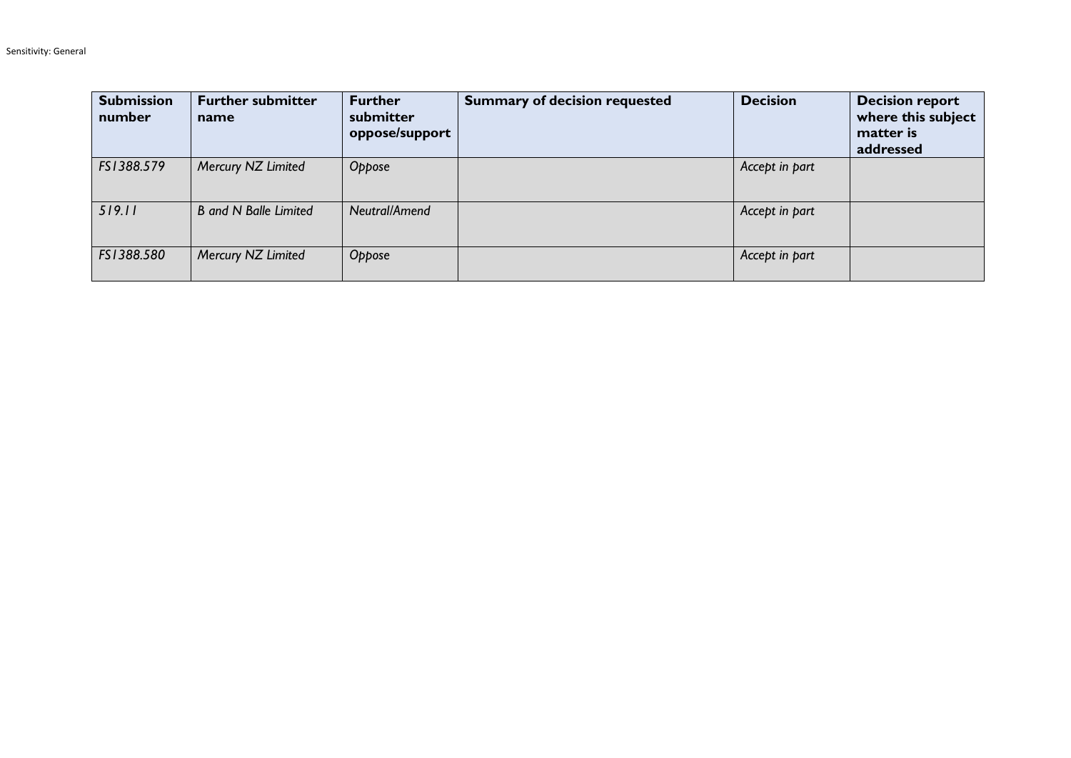| Submission number | Further submitter name | Further submitter oppose/support | Summary of decision requested | Decision | Decision report where this subject matter is addressed |
|---|---|---|---|---|---|
| *FS1388.579* | *Mercury NZ Limited* | *Oppose* | | *Accept in part* | |
| *519.11* | *B and N Balle Limited* | *Neutral/Amend* | | *Accept in part* | |
| *FS1388.580* | *Mercury NZ Limited* | *Oppose* | | *Accept in part* | |